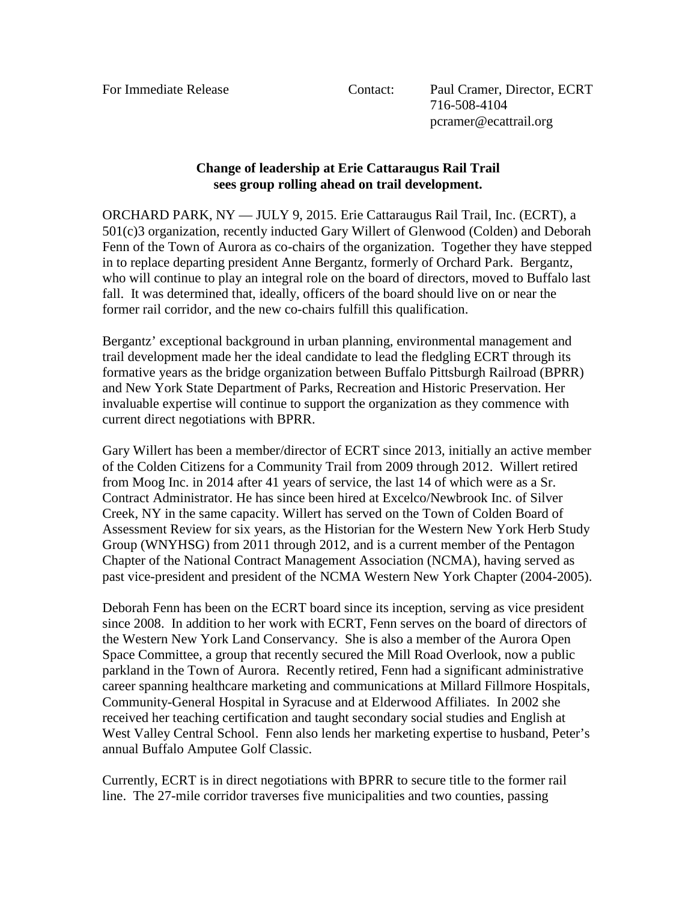For Immediate Release

Contact: Paul Cramer, Director, ECRT
716-508-4104
pcramer@ecattrail.org

**Change of leadership at Erie Cattaraugus Rail Trail sees group rolling ahead on trail development.**

ORCHARD PARK, NY — JULY 9, 2015. Erie Cattaraugus Rail Trail, Inc. (ECRT), a 501(c)3 organization, recently inducted Gary Willert of Glenwood (Colden) and Deborah Fenn of the Town of Aurora as co-chairs of the organization. Together they have stepped in to replace departing president Anne Bergantz, formerly of Orchard Park. Bergantz, who will continue to play an integral role on the board of directors, moved to Buffalo last fall. It was determined that, ideally, officers of the board should live on or near the former rail corridor, and the new co-chairs fulfill this qualification.

Bergantz' exceptional background in urban planning, environmental management and trail development made her the ideal candidate to lead the fledgling ECRT through its formative years as the bridge organization between Buffalo Pittsburgh Railroad (BPRR) and New York State Department of Parks, Recreation and Historic Preservation. Her invaluable expertise will continue to support the organization as they commence with current direct negotiations with BPRR.

Gary Willert has been a member/director of ECRT since 2013, initially an active member of the Colden Citizens for a Community Trail from 2009 through 2012. Willert retired from Moog Inc. in 2014 after 41 years of service, the last 14 of which were as a Sr. Contract Administrator. He has since been hired at Excelco/Newbrook Inc. of Silver Creek, NY in the same capacity. Willert has served on the Town of Colden Board of Assessment Review for six years, as the Historian for the Western New York Herb Study Group (WNYHSG) from 2011 through 2012, and is a current member of the Pentagon Chapter of the National Contract Management Association (NCMA), having served as past vice-president and president of the NCMA Western New York Chapter (2004-2005).

Deborah Fenn has been on the ECRT board since its inception, serving as vice president since 2008. In addition to her work with ECRT, Fenn serves on the board of directors of the Western New York Land Conservancy. She is also a member of the Aurora Open Space Committee, a group that recently secured the Mill Road Overlook, now a public parkland in the Town of Aurora. Recently retired, Fenn had a significant administrative career spanning healthcare marketing and communications at Millard Fillmore Hospitals, Community-General Hospital in Syracuse and at Elderwood Affiliates. In 2002 she received her teaching certification and taught secondary social studies and English at West Valley Central School. Fenn also lends her marketing expertise to husband, Peter's annual Buffalo Amputee Golf Classic.

Currently, ECRT is in direct negotiations with BPRR to secure title to the former rail line. The 27-mile corridor traverses five municipalities and two counties, passing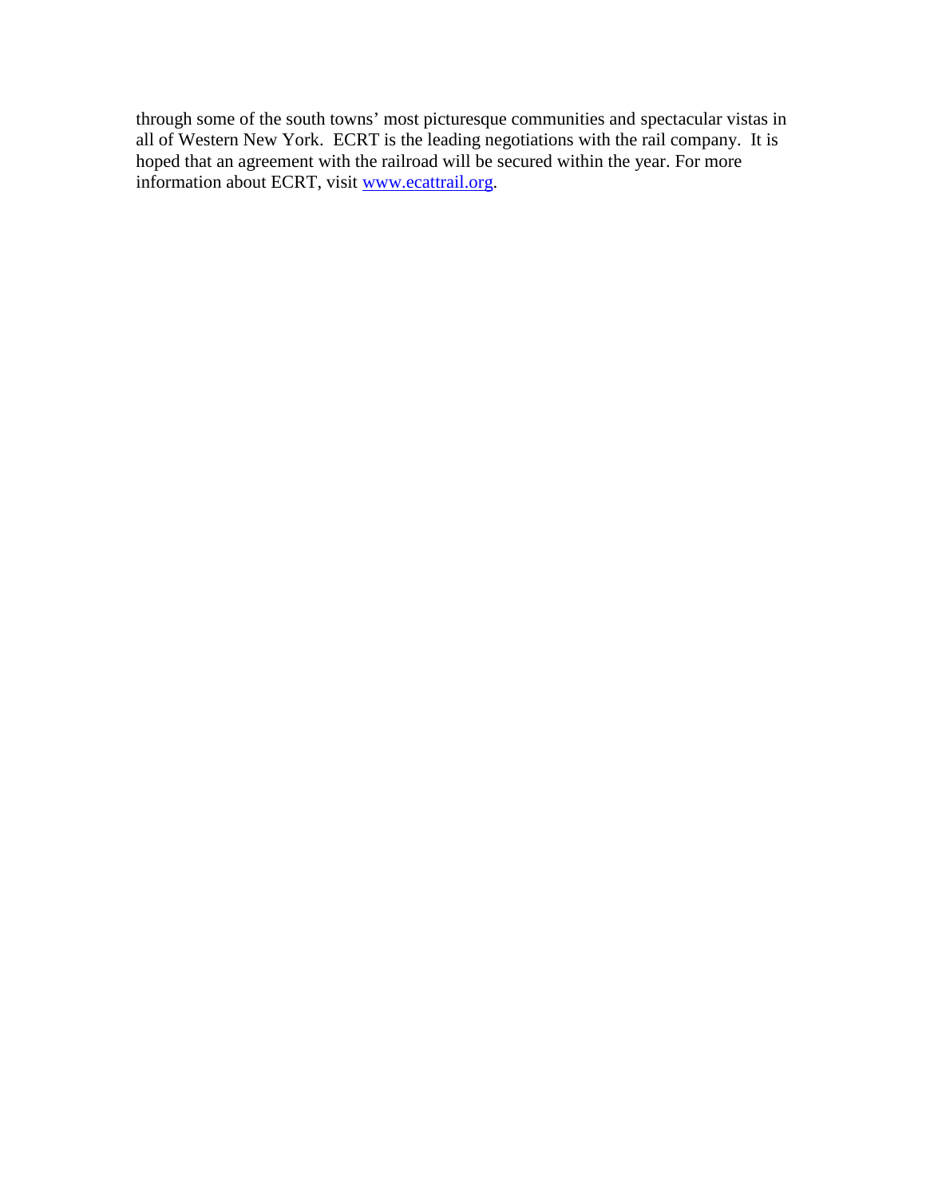through some of the south towns' most picturesque communities and spectacular vistas in all of Western New York. ECRT is the leading negotiations with the rail company. It is hoped that an agreement with the railroad will be secured within the year. For more information about ECRT, visit [www.ecattrail.org](http://www.ecattrail.org).